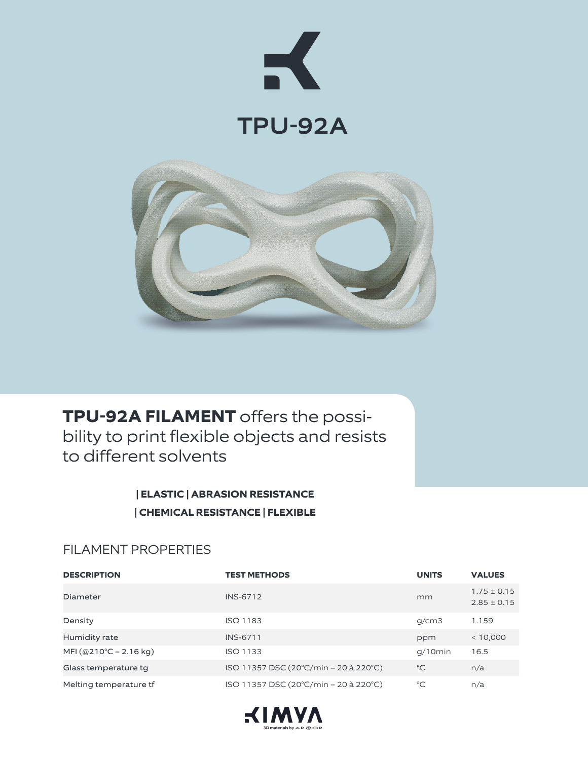# TPU-92A

**TPU-92A FILAMENT** offers the possibility to print flexible objects and resists to different solvents

**| ELASTIC | ABRASION RESISTANCE**
**| CHEMICAL RESISTANCE | FLEXIBLE**

## FILAMENT PROPERTIES

| DESCRIPTION | TEST METHODS | UNITS | VALUES |
|---|---|---|---|
| Diameter | INS-6712 | mm | 1.75 ± 0.15<br>2.85 ± 0.15 |
| Density | ISO 1183 | g/cm3 | 1.159 |
| Humidity rate | INS-6711 | ppm | < 10,000 |
| MFI (@210°C – 2.16 kg) | ISO 1133 | g/10min | 16.5 |
| Glass temperature tg | ISO 11357 DSC (20°C/min – 20 à 220°C) | °C | n/a |
| Melting temperature tf | ISO 11357 DSC (20°C/min – 20 à 220°C) | °C | n/a |

KIMYA
3D materials by ARMOR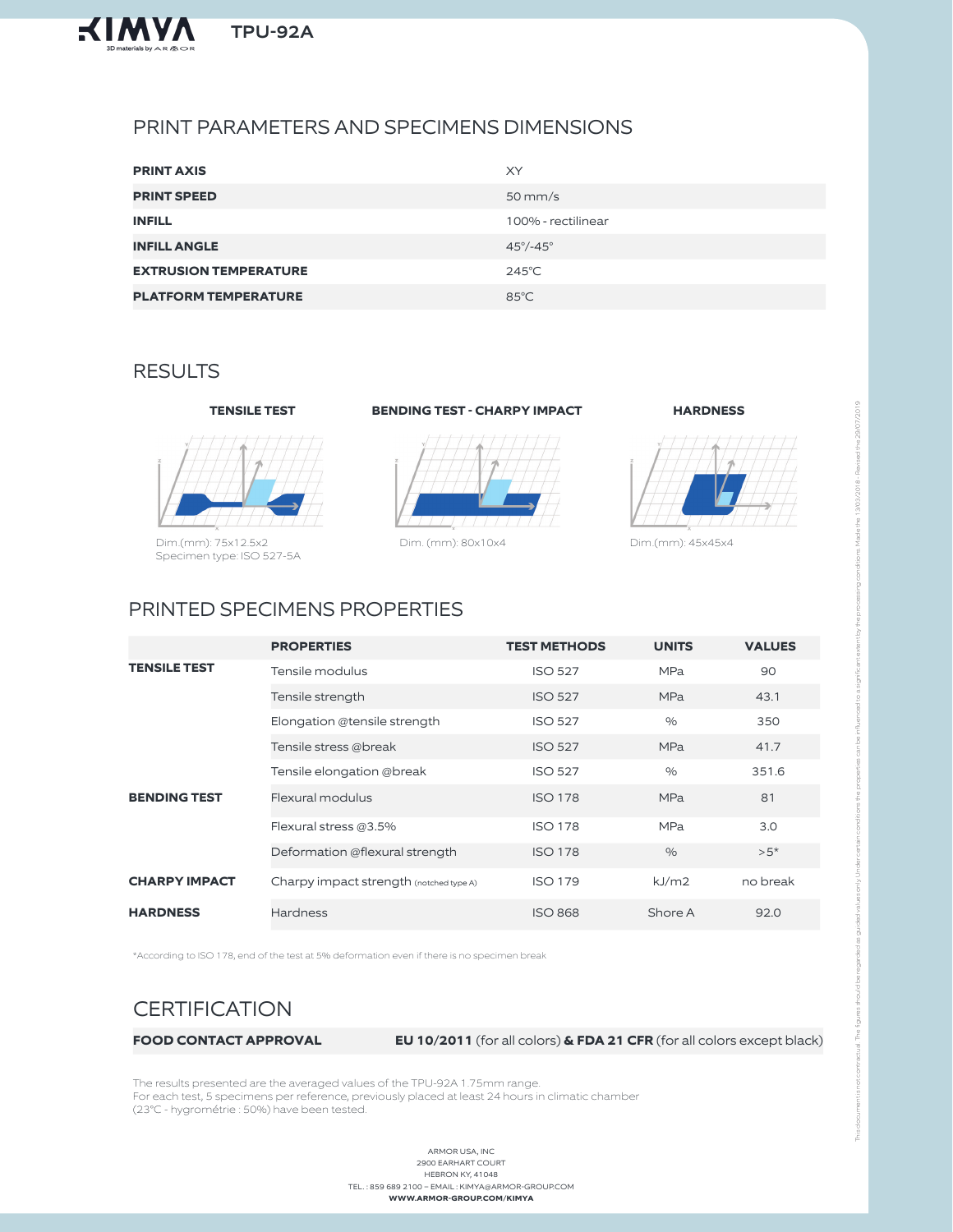## PRINT PARAMETERS AND SPECIMENS DIMENSIONS

| | |
|---|---|
| **PRINT AXIS** | XY |
| **PRINT SPEED** | 50 mm/s |
| **INFILL** | 100% - rectilinear |
| **INFILL ANGLE** | 45°/-45° |
| **EXTRUSION TEMPERATURE** | 245°C |
| **PLATFORM TEMPERATURE** | 85°C |

## RESULTS

**TENSILE TEST**

Dim.(mm): 75x12.5x2
Specimen type: ISO 527-5A

**BENDING TEST - CHARPY IMPACT**

Dim. (mm): 80x10x4

**HARDNESS**

Dim.(mm): 45x45x4

## PRINTED SPECIMENS PROPERTIES

| | PROPERTIES | TEST METHODS | UNITS | VALUES |
|---|---|---|---|---|
| **TENSILE TEST** | Tensile modulus | ISO 527 | MPa | 90 |
| | Tensile strength | ISO 527 | MPa | 43.1 |
| | Elongation @tensile strength | ISO 527 | % | 350 |
| | Tensile stress @break | ISO 527 | MPa | 41.7 |
| | Tensile elongation @break | ISO 527 | % | 351.6 |
| **BENDING TEST** | Flexural modulus | ISO 178 | MPa | 81 |
| | Flexural stress @3.5% | ISO 178 | MPa | 3.0 |
| | Deformation @flexural strength | ISO 178 | % | >5* |
| **CHARPY IMPACT** | Charpy impact strength (notched type A) | ISO 179 | kJ/m2 | no break |
| **HARDNESS** | Hardness | ISO 868 | Shore A | 92.0 |

*According to ISO 178, end of the test at 5% deformation even if there is no specimen break

## CERTIFICATION

| | |
|---|---|
| **FOOD CONTACT APPROVAL** | **EU 10/2011** (for all colors) **& FDA 21 CFR** (for all colors except black) |

The results presented are the averaged values of the TPU-92A 1.75mm range.
For each test, 5 specimens per reference, previously placed at least 24 hours in climatic chamber (23°C - hygrométrie : 50%) have been tested.

ARMOR USA, INC
2900 EARHART COURT
HEBRON KY, 41048
TEL.: 859 689 2100 – EMAIL: KIMYA@ARMOR-GROUP.COM
**WWW.ARMOR-GROUP.COM/KIMYA**

This document is not contractual. The figures should be regarded as guided values only. Under certain conditions the properties can be influenced to a significant extent by the processing conditions. Made the 13/03/2018 - Revised the 29/07/2019